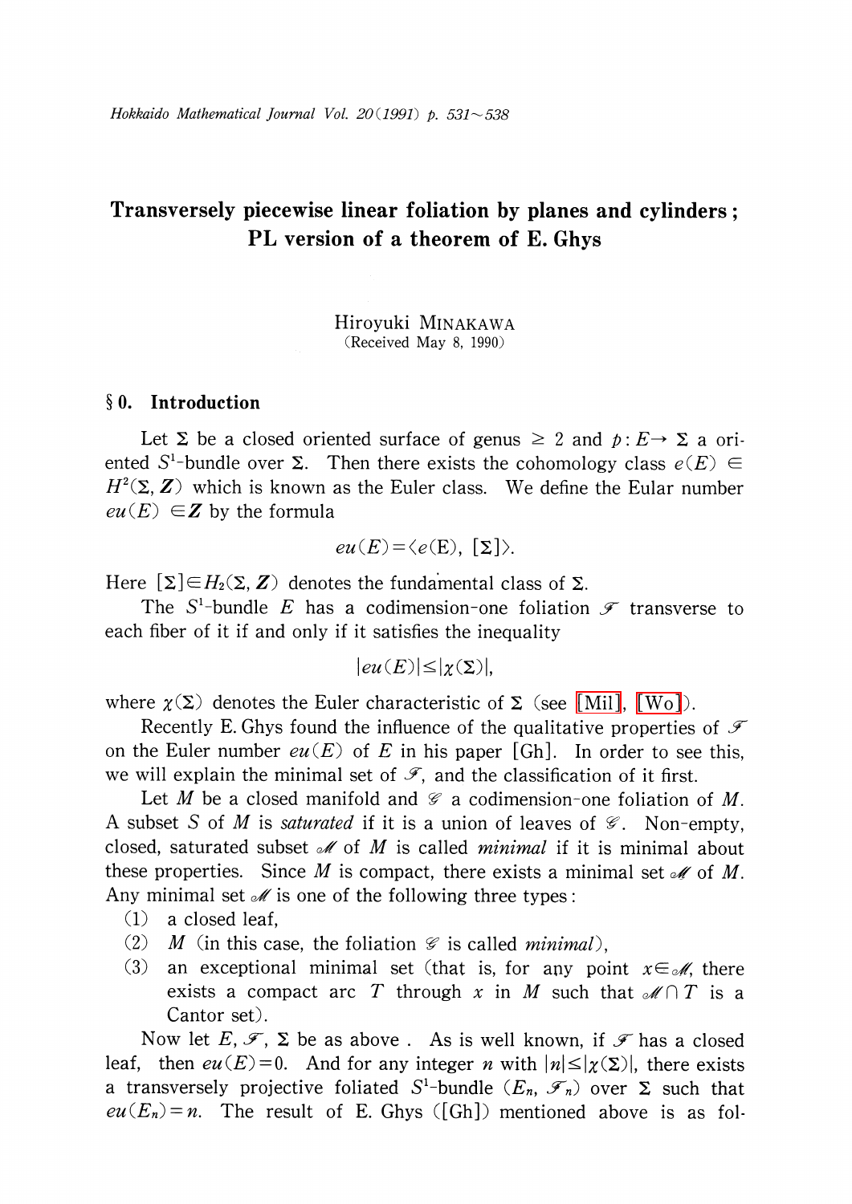# Transversely piecewise linear foliation by planes and cylinders; PL version of a theorem of E. Ghys

Hiroyuki MINAKAWA

(Received May 8, 1990)

## § 0. Introduction

Let $\Sigma$ be a closed oriented surface of genus $\geq 2$ and $p: E \rightarrow \Sigma$ a oriented $S^1$-bundle over $\Sigma$. Then there exists the cohomology class $e(E) \in H^2(\Sigma, \boldsymbol{Z})$ which is known as the Euler class. We define the Eular number $eu(E) \in \boldsymbol{Z}$ by the formula

$$eu(E) = \langle e(\mathrm{E}), [\Sigma] \rangle.$$

Here $[\Sigma] \in H_2(\Sigma, \boldsymbol{Z})$ denotes the fundamental class of $\Sigma$.

The $S^1$-bundle $E$ has a codimension-one foliation $\mathscr{F}$ transverse to each fiber of it if and only if it satisfies the inequality

$$|eu(E)| \leq |\chi(\Sigma)|,$$

where $\chi(\Sigma)$ denotes the Euler characteristic of $\Sigma$ (see [Mil], [Wo]).

Recently E. Ghys found the influence of the qualitative properties of $\mathscr{F}$ on the Euler number $eu(E)$ of $E$ in his paper [Gh]. In order to see this, we will explain the minimal set of $\mathscr{F}$, and the classification of it first.

Let $M$ be a closed manifold and $\mathscr{G}$ a codimension-one foliation of $M$. A subset $S$ of $M$ is *saturated* if it is a union of leaves of $\mathscr{G}$. Non-empty, closed, saturated subset $\mathscr{M}$ of $M$ is called *minimal* if it is minimal about these properties. Since $M$ is compact, there exists a minimal set $\mathscr{M}$ of $M$. Any minimal set $\mathscr{M}$ is one of the following three types:

(1) a closed leaf,

(2) $M$ (in this case, the foliation $\mathscr{G}$ is called *minimal*),

(3) an exceptional minimal set (that is, for any point $x \in \mathscr{M}$, there exists a compact arc $T$ through $x$ in $M$ such that $\mathscr{M} \cap T$ is a Cantor set).

Now let $E$, $\mathscr{F}$, $\Sigma$ be as above. As is well known, if $\mathscr{F}$ has a closed leaf, then $eu(E) = 0$. And for any integer $n$ with $|n| \leq |\chi(\Sigma)|$, there exists a transversely projective foliated $S^1$-bundle $(E_n, \mathscr{F}_n)$ over $\Sigma$ such that $eu(E_n) = n$. The result of E. Ghys ([Gh]) mentioned above is as fol-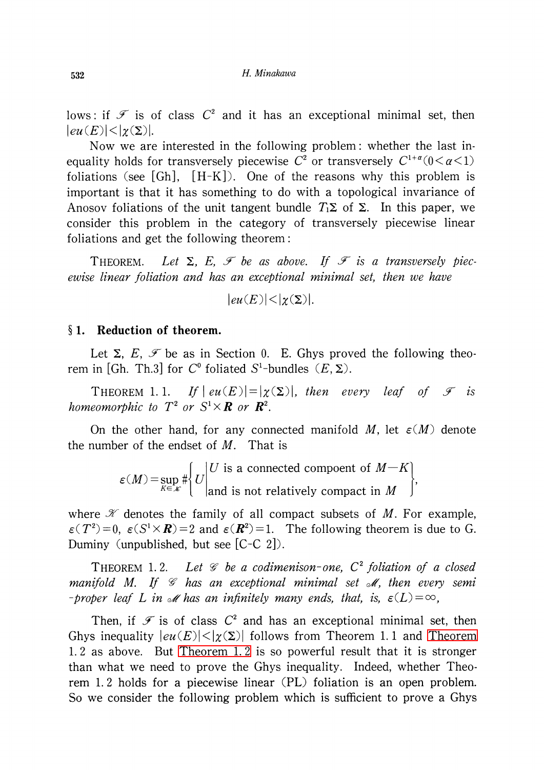lows: if $\mathscr{F}$ is of class $C^2$ and it has an exceptional minimal set, then $|eu(E)|<|\chi(\Sigma)|$.

Now we are interested in the following problem: whether the last inequality holds for transversely piecewise $C^2$ or transversely $C^{1+\alpha}(0<\alpha<1)$ foliations (see [Gh], [H-K]). One of the reasons why this problem is important is that it has something to do with a topological invariance of Anosov foliations of the unit tangent bundle $T_1\Sigma$ of $\Sigma$. In this paper, we consider this problem in the category of transversely piecewise linear foliations and get the following theorem:

THEOREM. *Let $\Sigma$, $E$, $\mathscr{F}$ be as above. If $\mathscr{F}$ is a transversely piecewise linear foliation and has an exceptional minimal set, then we have*

$$|eu(E)|<|\chi(\Sigma)|.$$

## § 1. Reduction of theorem.

Let $\Sigma$, $E$, $\mathscr{F}$ be as in Section 0. E. Ghys proved the following theorem in [Gh. Th.3] for $C^0$ foliated $S^1$-bundles $(E, \Sigma)$.

THEOREM 1.1. *If $|eu(E)|=|\chi(\Sigma)|$, then every leaf of $\mathscr{F}$ is homeomorphic to $T^2$ or $S^1\times\boldsymbol{R}$ or $\boldsymbol{R}^2$.*

On the other hand, for any connected manifold $M$, let $\varepsilon(M)$ denote the number of the endset of $M$. That is

$$\varepsilon(M)=\sup_{K\in\mathscr{K}}\#\left\{U\left|\begin{array}{l}U\text{ is a connected compoent of }M-K\\\text{and is not relatively compact in }M\end{array}\right.\right\},$$

where $\mathscr{K}$ denotes the family of all compact subsets of $M$. For example, $\varepsilon(T^2)=0$, $\varepsilon(S^1\times\boldsymbol{R})=2$ and $\varepsilon(\boldsymbol{R}^2)=1$. The following theorem is due to G. Duminy (unpublished, but see [C-C 2]).

THEOREM 1.2. *Let $\mathscr{G}$ be a codimenison-one, $C^2$ foliation of a closed manifold $M$. If $\mathscr{G}$ has an exceptional minimal set $\mathscr{M}$, then every semi-proper leaf $L$ in $\mathscr{M}$ has an infinitely many ends, that, is, $\varepsilon(L)=\infty$,*

Then, if $\mathscr{F}$ is of class $C^2$ and has an exceptional minimal set, then Ghys inequality $|eu(E)|<|\chi(\Sigma)|$ follows from Theorem 1.1 and Theorem 1.2 as above. But Theorem 1.2 is so powerful result that it is stronger than what we need to prove the Ghys inequality. Indeed, whether Theorem 1.2 holds for a piecewise linear (PL) foliation is an open problem. So we consider the following problem which is sufficient to prove a Ghys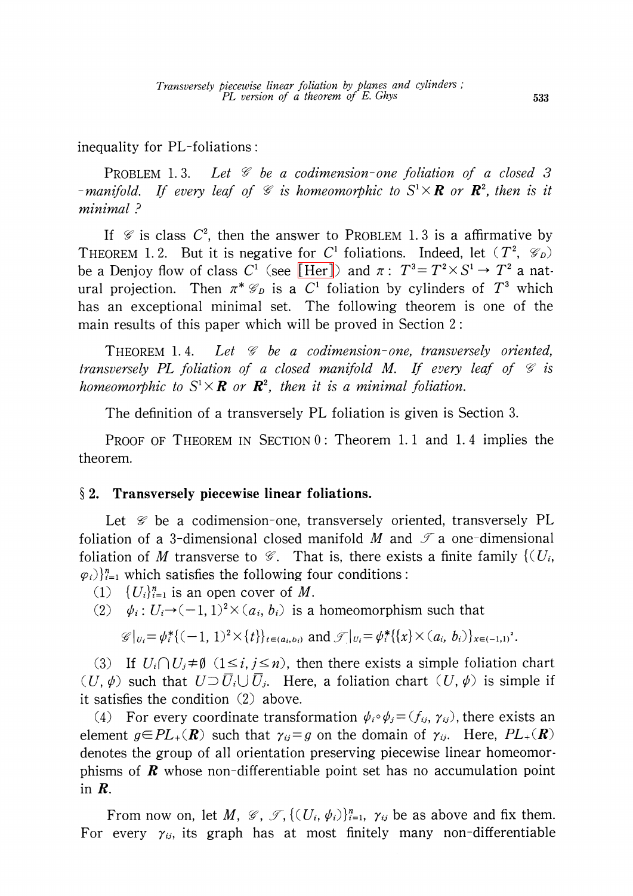inequality for PL-foliations:

PROBLEM 1.3. *Let $\mathscr{G}$ be a codimension-one foliation of a closed 3-manifold. If every leaf of $\mathscr{G}$ is homeomorphic to $S^1\times \boldsymbol{R}$ or $\boldsymbol{R}^2$, then is it minimal ?*

If $\mathscr{G}$ is class $C^2$, then the answer to PROBLEM 1.3 is a affirmative by THEOREM 1.2. But it is negative for $C^1$ foliations. Indeed, let $(T^2, \mathscr{G}_D)$ be a Denjoy flow of class $C^1$ (see [Her]) and $\pi: T^3=T^2\times S^1\rightarrow T^2$ a natural projection. Then $\pi^*\mathscr{G}_D$ is a $C^1$ foliation by cylinders of $T^3$ which has an exceptional minimal set. The following theorem is one of the main results of this paper which will be proved in Section 2:

THEOREM 1.4. *Let $\mathscr{G}$ be a codimension-one, transversely oriented, transversely PL foliation of a closed manifold $M$. If every leaf of $\mathscr{G}$ is homeomorphic to $S^1\times \boldsymbol{R}$ or $\boldsymbol{R}^2$, then it is a minimal foliation.*

The definition of a transversely PL foliation is given is Section 3.

PROOF OF THEOREM IN SECTION 0: Theorem 1.1 and 1.4 implies the theorem.

## § 2. Transversely piecewise linear foliations.

Let $\mathscr{G}$ be a codimension-one, transversely oriented, transversely PL foliation of a 3-dimensional closed manifold $M$ and $\mathscr{T}$ a one-dimensional foliation of $M$ transverse to $\mathscr{G}$. That is, there exists a finite family $\{(U_i, \varphi_i)\}_{i=1}^n$ which satisfies the following four conditions:

(1) $\{U_i\}_{i=1}^n$ is an open cover of $M$.

(2) $\psi_i: U_i\rightarrow(-1, 1)^2\times(a_i, b_i)$ is a homeomorphism such that

$$\mathscr{G}|_{U_i}=\psi_i^*\{(-1, 1)^2\times\{t\}\}_{t\in(a_i,b_i)} \text{ and } \mathscr{T}|_{U_i}=\psi_i^*\{\{x\}\times(a_i, b_i)\}_{x\in(-1,1)^2}.$$

(3) If $U_i\cap U_j\neq\emptyset$ $(1\leq i, j\leq n)$, then there exists a simple foliation chart $(U, \psi)$ such that $U\supset\bar{U}_i\cup\bar{U}_j$. Here, a foliation chart $(U, \psi)$ is simple if it satisfies the condition (2) above.

(4) For every coordinate transformation $\psi_i\circ\psi_j=(f_{ij}, \gamma_{ij})$, there exists an element $g\in PL_+(\boldsymbol{R})$ such that $\gamma_{ij}=g$ on the domain of $\gamma_{ij}$. Here, $PL_+(\boldsymbol{R})$ denotes the group of all orientation preserving piecewise linear homeomorphisms of $\boldsymbol{R}$ whose non-differentiable point set has no accumulation point in $\boldsymbol{R}$.

From now on, let $M$, $\mathscr{G}$, $\mathscr{T}$, $\{(U_i, \psi_i)\}_{i=1}^n$, $\gamma_{ij}$ be as above and fix them. For every $\gamma_{ij}$, its graph has at most finitely many non-differentiable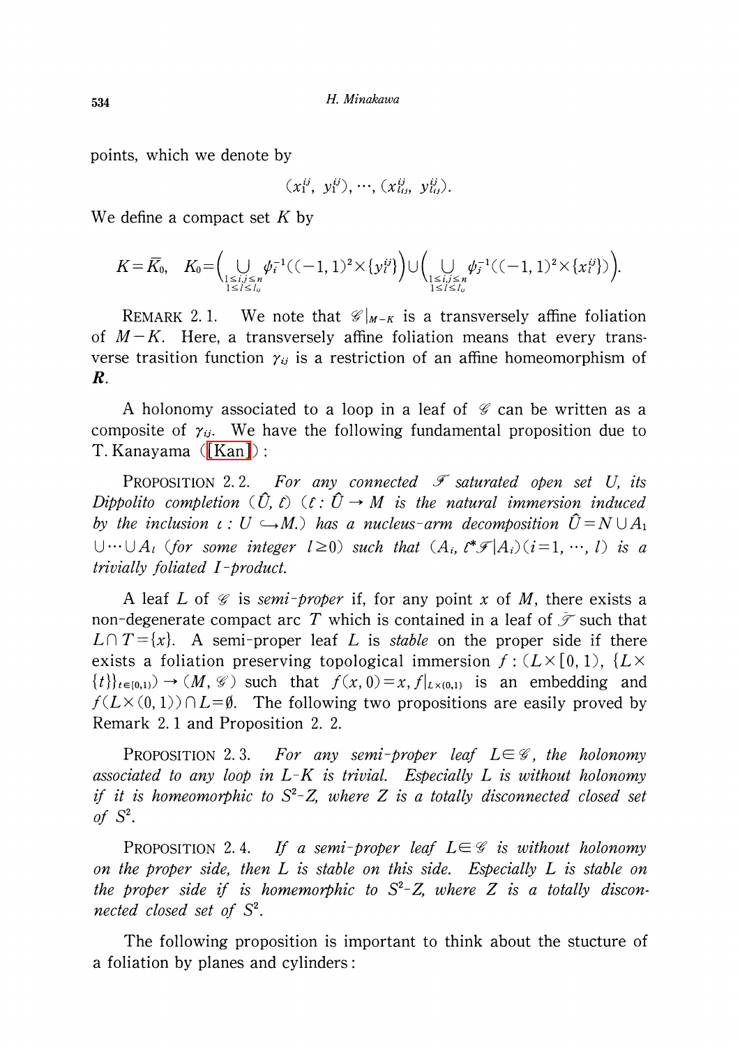points, which we denote by

$$(x_1^{ij}, y_1^{ij}), \cdots, (x_{l_{ij}}^{ij}, y_{l_{ij}}^{ij}).$$

We define a compact set $K$ by

$$K=\overline{K_0}, \quad K_0=\Big(\bigcup_{\substack{1\le i,j\le n \\ 1\le l\le l_{ij}}} \phi_i^{-1}((-1, 1)^2\times\{y_l^{ij}\})\Big)\cup\Big(\bigcup_{\substack{1\le i,j\le n \\ 1\le l\le l_{ij}}} \phi_j^{-1}((-1, 1)^2\times\{x_l^{ij}\})\Big).$$

REMARK 2.1. We note that $\mathscr{G}|_{M-K}$ is a transversely affine foliation of $M-K$. Here, a transversely affine foliation means that every transverse trasition function $\gamma_{ij}$ is a restriction of an affine homeomorphism of $\boldsymbol{R}$.

A holonomy associated to a loop in a leaf of $\mathscr{G}$ can be written as a composite of $\gamma_{ij}$. We have the following fundamental proposition due to T. Kanayama ([Kan]):

PROPOSITION 2.2. *For any connected $\mathscr{F}$ saturated open set $U$, its Dippolito completion $(\hat{U}, \hat{\iota})$ ($\hat{\iota}: \hat{U}\to M$ is the natural immersion induced by the inclusion $\iota: U\hookrightarrow M$.) has a nucleus-arm decomposition $\hat{U}=N\cup A_1 \cup\cdots\cup A_l$ (for some integer $l\ge 0$) such that $(A_i, \hat{\iota}^*\mathscr{F}|A_i)(i=1, \cdots, l)$ is a trivially foliated $I$-product.*

A leaf $L$ of $\mathscr{G}$ is *semi-proper* if, for any point $x$ of $M$, there exists a non-degenerate compact arc $T$ which is contained in a leaf of $\mathscr{T}$ such that $L\cap T=\{x\}$. A semi-proper leaf $L$ is *stable* on the proper side if there exists a foliation preserving topological immersion $f: (L\times[0, 1), \{L\times\{t\}\}_{t\in[0,1)})\to(M, \mathscr{G})$ such that $f(x, 0)=x$, $f|_{L\times(0,1)}$ is an embedding and $f(L\times(0, 1))\cap L=\emptyset$. The following two propositions are easily proved by Remark 2.1 and Proposition 2.2.

PROPOSITION 2.3. *For any semi-proper leaf $L\in\mathscr{G}$, the holonomy associated to any loop in $L$-$K$ is trivial. Especially $L$ is without holonomy if it is homeomorphic to $S^2$-$Z$, where $Z$ is a totally disconnected closed set of $S^2$.*

PROPOSITION 2.4. *If a semi-proper leaf $L\in\mathscr{G}$ is without holonomy on the proper side, then $L$ is stable on this side. Especially $L$ is stable on the proper side if is homemorphic to $S^2$-$Z$, where $Z$ is a totally disconnected closed set of $S^2$.*

The following proposition is important to think about the stucture of a foliation by planes and cylinders: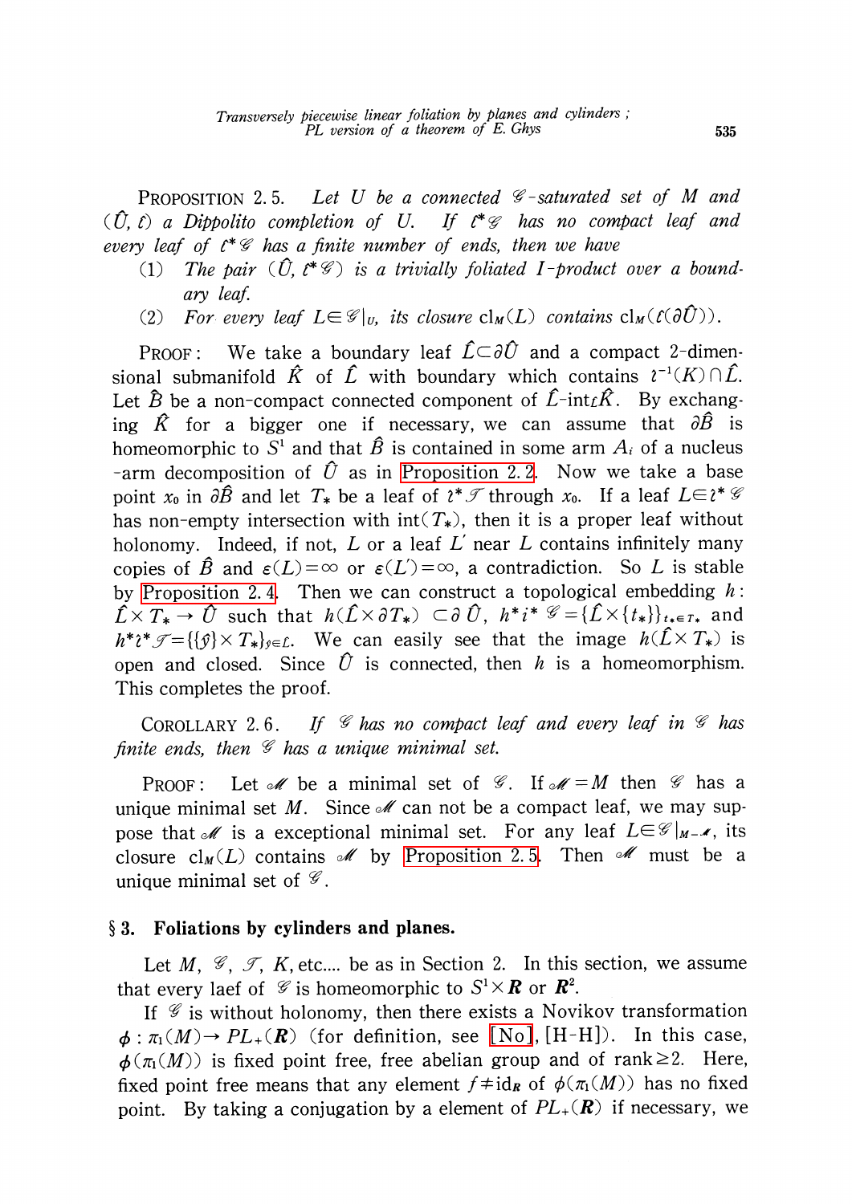**Proposition 2.5.** *Let $U$ be a connected $\mathcal{G}$-saturated set of $M$ and $(\hat{U}, \iota)$ a Dippolito completion of $U$. If $\iota^*\mathcal{G}$ has no compact leaf and every leaf of $\iota^*\mathcal{G}$ has a finite number of ends, then we have*

(1) *The pair $(\hat{U}, \iota^*\mathcal{G})$ is a trivially foliated $I$-product over a boundary leaf.*

(2) *For every leaf $L \in \mathcal{G}|_U$, its closure $\mathrm{cl}_M(L)$ contains $\mathrm{cl}_M(\iota(\partial\hat{U}))$.*

Proof: We take a boundary leaf $\hat{L} \subset \partial\hat{U}$ and a compact 2-dimensional submanifold $\hat{K}$ of $\hat{L}$ with boundary which contains $\iota^{-1}(K) \cap \hat{L}$. Let $\hat{B}$ be a non-compact connected component of $\hat{L}\text{-int}_{\hat{L}}\hat{K}$. By exchanging $\hat{K}$ for a bigger one if necessary, we can assume that $\partial\hat{B}$ is homeomorphic to $S^1$ and that $\hat{B}$ is contained in some arm $A_i$ of a nucleus -arm decomposition of $\hat{U}$ as in Proposition 2.2. Now we take a base point $x_0$ in $\partial\hat{B}$ and let $T_*$ be a leaf of $\iota^*\mathcal{T}$ through $x_0$. If a leaf $L \in \iota^*\mathcal{G}$ has non-empty intersection with $\mathrm{int}(T_*)$, then it is a proper leaf without holonomy. Indeed, if not, $L$ or a leaf $L'$ near $L$ contains infinitely many copies of $\hat{B}$ and $\varepsilon(L) = \infty$ or $\varepsilon(L') = \infty$, a contradiction. So $L$ is stable by Proposition 2.4. Then we can construct a topological embedding $h$: $\hat{L} \times T_* \to \hat{U}$ such that $h(\hat{L} \times \partial T_*) \subset \partial\hat{U}$, $h^*\iota^*\mathcal{G} = \{\hat{L} \times \{t_*\}\}_{t_* \in T_*}$ and $h^*\iota^*\mathcal{T} = \{\{\hat{y}\} \times T_*\}_{\hat{y} \in \hat{L}}$. We can easily see that the image $h(\hat{L} \times T_*)$ is open and closed. Since $\hat{U}$ is connected, then $h$ is a homeomorphism. This completes the proof.

**Corollary 2.6.** *If $\mathcal{G}$ has no compact leaf and every leaf in $\mathcal{G}$ has finite ends, then $\mathcal{G}$ has a unique minimal set.*

Proof: Let $\mathcal{M}$ be a minimal set of $\mathcal{G}$. If $\mathcal{M} = M$ then $\mathcal{G}$ has a unique minimal set $M$. Since $\mathcal{M}$ can not be a compact leaf, we may suppose that $\mathcal{M}$ is a exceptional minimal set. For any leaf $L \in \mathcal{G}|_{M-\mathcal{M}}$, its closure $\mathrm{cl}_M(L)$ contains $\mathcal{M}$ by Proposition 2.5. Then $\mathcal{M}$ must be a unique minimal set of $\mathcal{G}$.

## § 3. Foliations by cylinders and planes.

Let $M$, $\mathcal{G}$, $\mathcal{T}$, $K$, etc.... be as in Section 2. In this section, we assume that every laef of $\mathcal{G}$ is homeomorphic to $S^1 \times \boldsymbol{R}$ or $\boldsymbol{R}^2$.

If $\mathcal{G}$ is without holonomy, then there exists a Novikov transformation $\phi : \pi_1(M) \to PL_+(\boldsymbol{R})$ (for definition, see [No], [H-H]). In this case, $\phi(\pi_1(M))$ is fixed point free, free abelian group and of rank $\geq 2$. Here, fixed point free means that any element $f \neq \mathrm{id}_{\boldsymbol{R}}$ of $\phi(\pi_1(M))$ has no fixed point. By taking a conjugation by a element of $PL_+(\boldsymbol{R})$ if necessary, we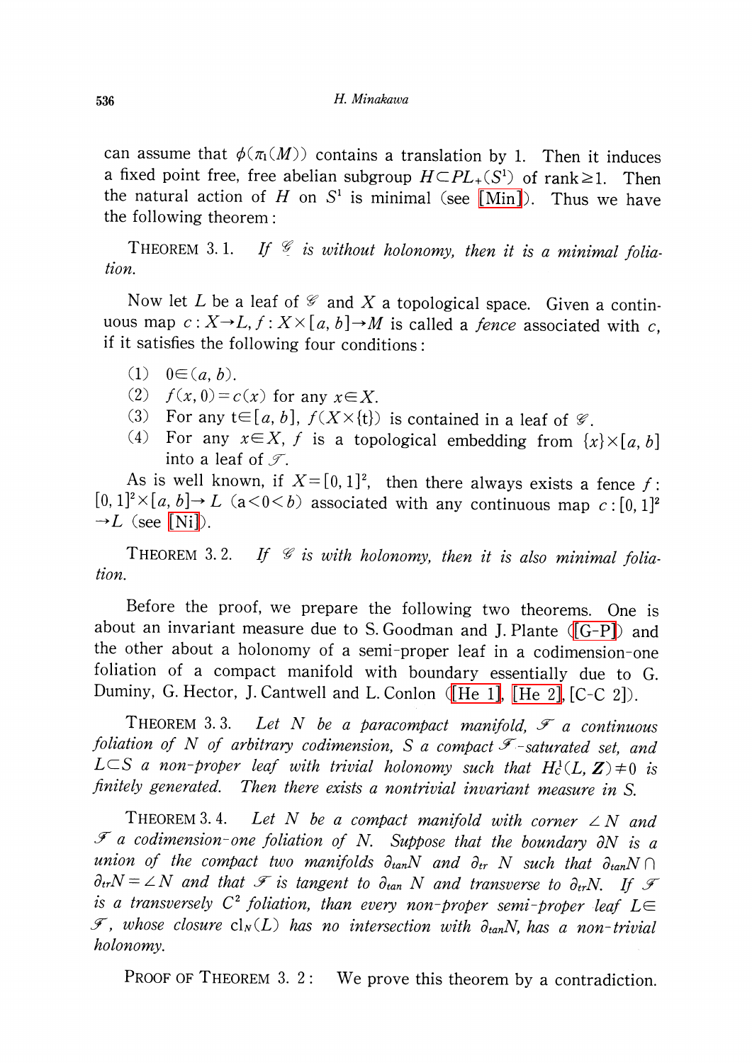can assume that $\phi(\pi_1(M))$ contains a translation by 1. Then it induces a fixed point free, free abelian subgroup $H \subset PL_+(S^1)$ of rank$\geq 1$. Then the natural action of $H$ on $S^1$ is minimal (see [Min]). Thus we have the following theorem:

THEOREM 3.1. *If $\mathscr{G}$ is without holonomy, then it is a minimal foliation.*

Now let $L$ be a leaf of $\mathscr{G}$ and $X$ a topological space. Given a continuous map $c: X \to L$, $f: X \times [a, b] \to M$ is called a *fence* associated with $c$, if it satisfies the following four conditions:

(1) $0 \in (a, b)$.
(2) $f(x, 0) = c(x)$ for any $x \in X$.
(3) For any $t \in [a, b]$, $f(X \times \{t\})$ is contained in a leaf of $\mathscr{G}$.
(4) For any $x \in X$, $f$ is a topological embedding from $\{x\} \times [a, b]$ into a leaf of $\mathscr{F}$.

As is well known, if $X = [0, 1]^2$, then there always exists a fence $f: [0, 1]^2 \times [a, b] \to L$ $(a < 0 < b)$ associated with any continuous map $c: [0, 1]^2 \to L$ (see [Ni]).

THEOREM 3.2. *If $\mathscr{G}$ is with holonomy, then it is also minimal foliation.*

Before the proof, we prepare the following two theorems. One is about an invariant measure due to S. Goodman and J. Plante ([G-P]) and the other about a holonomy of a semi-proper leaf in a codimension-one foliation of a compact manifold with boundary essentially due to G. Duminy, G. Hector, J. Cantwell and L. Conlon ([He 1], [He 2], [C-C 2]).

THEOREM 3.3. *Let $N$ be a paracompact manifold, $\mathscr{F}$ a continuous foliation of $N$ of arbitrary codimension, $S$ a compact $\mathscr{F}$-saturated set, and $L \subset S$ a non-proper leaf with trivial holonomy such that $H_c^1(L, \boldsymbol{Z}) \neq 0$ is finitely generated. Then there exists a nontrivial invariant measure in $S$.*

THEOREM 3.4. *Let $N$ be a compact manifold with corner $\angle N$ and $\mathscr{F}$ a codimension-one foliation of $N$. Suppose that the boundary $\partial N$ is a union of the compact two manifolds $\partial_{tan} N$ and $\partial_{tr} N$ such that $\partial_{tan} N \cap \partial_{tr} N = \angle N$ and that $\mathscr{F}$ is tangent to $\partial_{tan} N$ and transverse to $\partial_{tr} N$. If $\mathscr{F}$ is a transversely $C^2$ foliation, than every non-proper semi-proper leaf $L \in \mathscr{F}$, whose closure $\mathrm{cl}_N(L)$ has no intersection with $\partial_{tan} N$, has a non-trivial holonomy.*

PROOF OF THEOREM 3.2: We prove this theorem by a contradiction.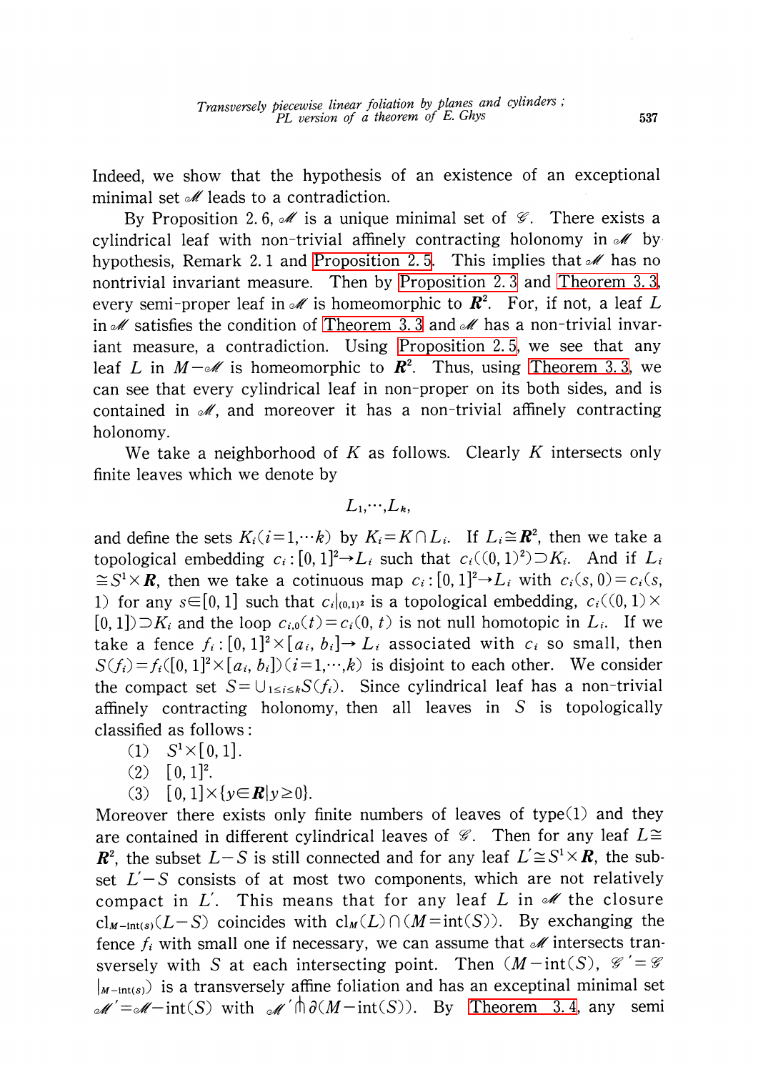Indeed, we show that the hypothesis of an existence of an exceptional minimal set $\mathscr{M}$ leads to a contradiction.

By Proposition 2.6, $\mathscr{M}$ is a unique minimal set of $\mathscr{G}$. There exists a cylindrical leaf with non-trivial affinely contracting holonomy in $\mathscr{M}$ by hypothesis, Remark 2.1 and Proposition 2.5. This implies that $\mathscr{M}$ has no nontrivial invariant measure. Then by Proposition 2.3 and Theorem 3.3, every semi-proper leaf in $\mathscr{M}$ is homeomorphic to $\boldsymbol{R}^2$. For, if not, a leaf $L$ in $\mathscr{M}$ satisfies the condition of Theorem 3.3 and $\mathscr{M}$ has a non-trivial invariant measure, a contradiction. Using Proposition 2.5, we see that any leaf $L$ in $M-\mathscr{M}$ is homeomorphic to $\boldsymbol{R}^2$. Thus, using Theorem 3.3, we can see that every cylindrical leaf in non-proper on its both sides, and is contained in $\mathscr{M}$, and moreover it has a non-trivial affinely contracting holonomy.

We take a neighborhood of $K$ as follows. Clearly $K$ intersects only finite leaves which we denote by

$$L_1,\cdots,L_k,$$

and define the sets $K_i(i=1,\cdots k)$ by $K_i=K\cap L_i$. If $L_i\cong\boldsymbol{R}^2$, then we take a topological embedding $c_i:[0,1]^2\to L_i$ such that $c_i((0,1)^2)\supset K_i$. And if $L_i\cong S^1\times\boldsymbol{R}$, then we take a cotinuous map $c_i:[0,1]^2\to L_i$ with $c_i(s,0)=c_i(s,1)$ for any $s\in[0,1]$ such that $c_i|_{(0,1)^2}$ is a topological embedding, $c_i((0,1)\times[0,1])\supset K_i$ and the loop $c_{i,0}(t)=c_i(0,t)$ is not null homotopic in $L_i$. If we take a fence $f_i:[0,1]^2\times[a_i,b_i]\to L_i$ associated with $c_i$ so small, then $S(f_i)=f_i([0,1]^2\times[a_i,b_i])(i=1,\cdots,k)$ is disjoint to each other. We consider the compact set $S=\cup_{1\leq i\leq k}S(f_i)$. Since cylindrical leaf has a non-trivial affinely contracting holonomy, then all leaves in $S$ is topologically classified as follows:

(1) $S^1\times[0,1]$.

(2) $[0,1]^2$.

(3) $[0,1]\times\{y\in\boldsymbol{R}|y\geq 0\}$.

Moreover there exists only finite numbers of leaves of type(1) and they are contained in different cylindrical leaves of $\mathscr{G}$. Then for any leaf $L\cong\boldsymbol{R}^2$, the subset $L-S$ is still connected and for any leaf $L'\cong S^1\times\boldsymbol{R}$, the subset $L'-S$ consists of at most two components, which are not relatively compact in $L'$. This means that for any leaf $L$ in $\mathscr{M}$ the closure $\mathrm{cl}_{M-\mathrm{int}(S)}(L-S)$ coincides with $\mathrm{cl}_M(L)\cap(M=\mathrm{int}(S))$. By exchanging the fence $f_i$ with small one if necessary, we can assume that $\mathscr{M}$ intersects transversely with $S$ at each intersecting point. Then $(M-\mathrm{int}(S),\ \mathscr{G}'=\mathscr{G}|_{M-\mathrm{int}(S)})$ is a transversely affine foliation and has an exceptional minimal set $\mathscr{M}'=\mathscr{M}-\mathrm{int}(S)$ with $\mathscr{M}'\pitchfork\partial(M-\mathrm{int}(S))$. By Theorem 3.4, any semi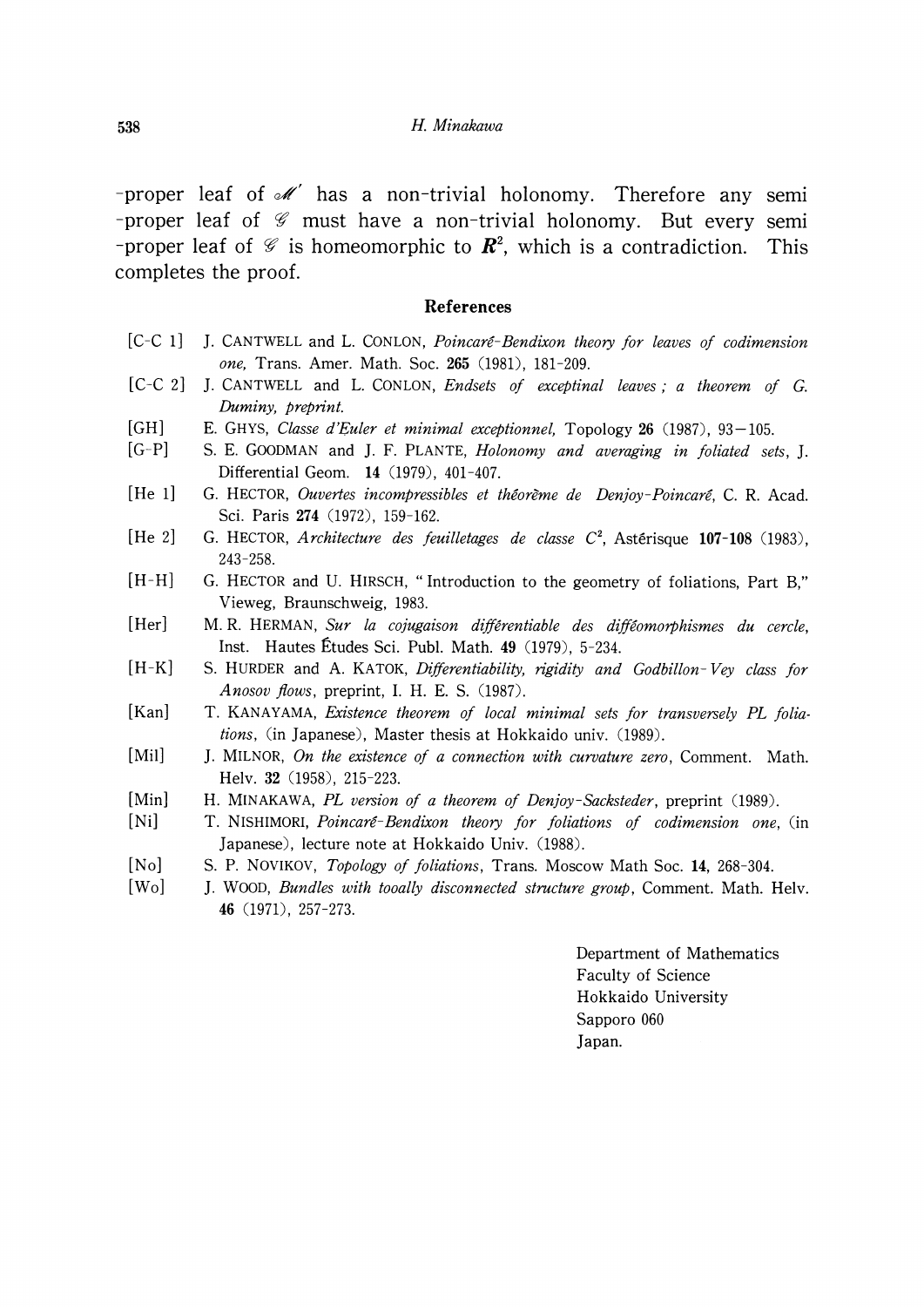-proper leaf of $\mathscr{M}'$ has a non-trivial holonomy. Therefore any semi-proper leaf of $\mathscr{G}$ must have a non-trivial holonomy. But every semi-proper leaf of $\mathscr{G}$ is homeomorphic to $\boldsymbol{R}^2$, which is a contradiction. This completes the proof.

## References

[C-C 1] J. CANTWELL and L. CONLON, *Poincaré-Bendixon theory for leaves of codimension one,* Trans. Amer. Math. Soc. **265** (1981), 181-209.

[C-C 2] J. CANTWELL and L. CONLON, *Endsets of exceptinal leaves; a theorem of G. Duminy, preprint.*

[GH] E. GHYS, *Classe d'Euler et minimal exceptionnel,* Topology **26** (1987), 93−105.

[G-P] S. E. GOODMAN and J. F. PLANTE, *Holonomy and averaging in foliated sets*, J. Differential Geom. **14** (1979), 401-407.

[He 1] G. HECTOR, *Ouvertes incompressibles et théorème de Denjoy-Poincaré*, C. R. Acad. Sci. Paris **274** (1972), 159-162.

[He 2] G. HECTOR, *Architecture des feuilletages de classe $C^2$*, Astérisque **107-108** (1983), 243-258.

[H-H] G. HECTOR and U. HIRSCH, "Introduction to the geometry of foliations, Part B," Vieweg, Braunschweig, 1983.

[Her] M. R. HERMAN, *Sur la cojugaison différentiable des difféomorphismes du cercle*, Inst. Hautes Études Sci. Publ. Math. **49** (1979), 5-234.

[H-K] S. HURDER and A. KATOK, *Differentiability, rigidity and Godbillon-Vey class for Anosov flows*, preprint, I. H. E. S. (1987).

[Kan] T. KANAYAMA, *Existence theorem of local minimal sets for transversely PL foliations*, (in Japanese), Master thesis at Hokkaido univ. (1989).

[Mil] J. MILNOR, *On the existence of a connection with curvature zero*, Comment. Math. Helv. **32** (1958), 215-223.

[Min] H. MINAKAWA, *PL version of a theorem of Denjoy-Sacksteder*, preprint (1989).

[Ni] T. NISHIMORI, *Poincaré-Bendixon theory for foliations of codimension one*, (in Japanese), lecture note at Hokkaido Univ. (1988).

[No] S. P. NOVIKOV, *Topology of foliations*, Trans. Moscow Math Soc. **14**, 268-304.

[Wo] J. WOOD, *Bundles with tooally disconnected structure group*, Comment. Math. Helv. **46** (1971), 257-273.

Department of Mathematics
Faculty of Science
Hokkaido University
Sapporo 060
Japan.